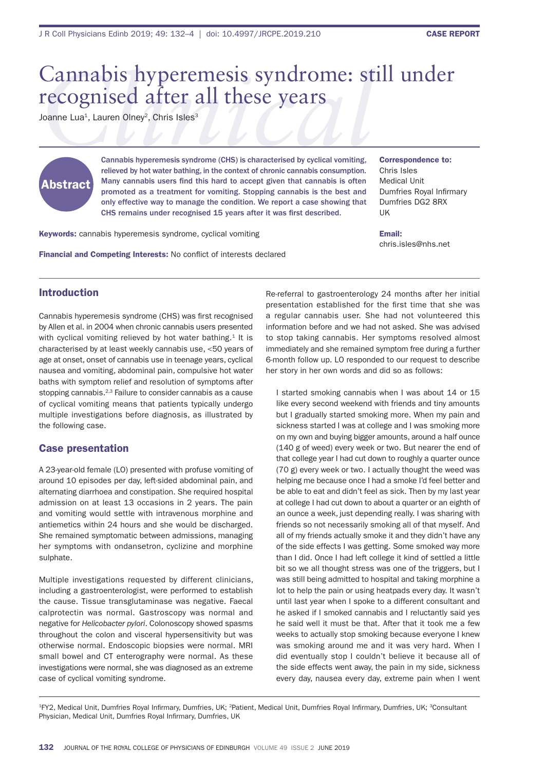CASE REPORT

# Cannabis hyperemesis syndrome: still under recognised after all these years

Joanne Lua[1], Lauren Olney[2], Chris Isles[3]

**Abstract**

**Cannabis hyperemesis syndrome (CHS) is characterised by cyclical vomiting, relieved by hot water bathing, in the context of chronic cannabis consumption. Many cannabis users find this hard to accept given that cannabis is often promoted as a treatment for vomiting. Stopping cannabis is the best and only effective way to manage the condition. We report a case showing that CHS remains under recognised 15 years after it was first described.**

**Correspondence to:**
Chris Isles
Medical Unit
Dumfries Royal Infirmary
Dumfries DG2 8RX
UK

**Email:**
chris.isles@nhs.net

**Keywords:** cannabis hyperemesis syndrome, cyclical vomiting

**Financial and Competing Interests:** No conflict of interests declared

## Introduction

Cannabis hyperemesis syndrome (CHS) was first recognised by Allen et al. in 2004 when chronic cannabis users presented with cyclical vomiting relieved by hot water bathing.[1] It is characterised by at least weekly cannabis use, <50 years of age at onset, onset of cannabis use in teenage years, cyclical nausea and vomiting, abdominal pain, compulsive hot water baths with symptom relief and resolution of symptoms after stopping cannabis.[2,3] Failure to consider cannabis as a cause of cyclical vomiting means that patients typically undergo multiple investigations before diagnosis, as illustrated by the following case.

## Case presentation

A 23-year-old female (LO) presented with profuse vomiting of around 10 episodes per day, left-sided abdominal pain, and alternating diarrhoea and constipation. She required hospital admission on at least 13 occasions in 2 years. The pain and vomiting would settle with intravenous morphine and antiemetics within 24 hours and she would be discharged. She remained symptomatic between admissions, managing her symptoms with ondansetron, cyclizine and morphine sulphate.

Multiple investigations requested by different clinicians, including a gastroenterologist, were performed to establish the cause. Tissue transglutaminase was negative. Faecal calprotectin was normal. Gastroscopy was normal and negative for *Helicobacter pylori*. Colonoscopy showed spasms throughout the colon and visceral hypersensitivity but was otherwise normal. Endoscopic biopsies were normal. MRI small bowel and CT enterography were normal. As these investigations were normal, she was diagnosed as an extreme case of cyclical vomiting syndrome.

Re-referral to gastroenterology 24 months after her initial presentation established for the first time that she was a regular cannabis user. She had not volunteered this information before and we had not asked. She was advised to stop taking cannabis. Her symptoms resolved almost immediately and she remained symptom free during a further 6-month follow up. LO responded to our request to describe her story in her own words and did so as follows:

> I started smoking cannabis when I was about 14 or 15 like every second weekend with friends and tiny amounts but I gradually started smoking more. When my pain and sickness started I was at college and I was smoking more on my own and buying bigger amounts, around a half ounce (140 g of weed) every week or two. But nearer the end of that college year I had cut down to roughly a quarter ounce (70 g) every week or two. I actually thought the weed was helping me because once I had a smoke I'd feel better and be able to eat and didn't feel as sick. Then by my last year at college I had cut down to about a quarter or an eighth of an ounce a week, just depending really. I was sharing with friends so not necessarily smoking all of that myself. And all of my friends actually smoke it and they didn't have any of the side effects I was getting. Some smoked way more than I did. Once I had left college it kind of settled a little bit so we all thought stress was one of the triggers, but I was still being admitted to hospital and taking morphine a lot to help the pain or using heatpads every day. It wasn't until last year when I spoke to a different consultant and he asked if I smoked cannabis and I reluctantly said yes he said well it must be that. After that it took me a few weeks to actually stop smoking because everyone I knew was smoking around me and it was very hard. When I did eventually stop I couldn't believe it because all of the side effects went away, the pain in my side, sickness every day, nausea every day, extreme pain when I went

[1]FY2, Medical Unit, Dumfries Royal Infirmary, Dumfries, UK; [2]Patient, Medical Unit, Dumfries Royal Infirmary, Dumfries, UK; [3]Consultant Physician, Medical Unit, Dumfries Royal Infirmary, Dumfries, UK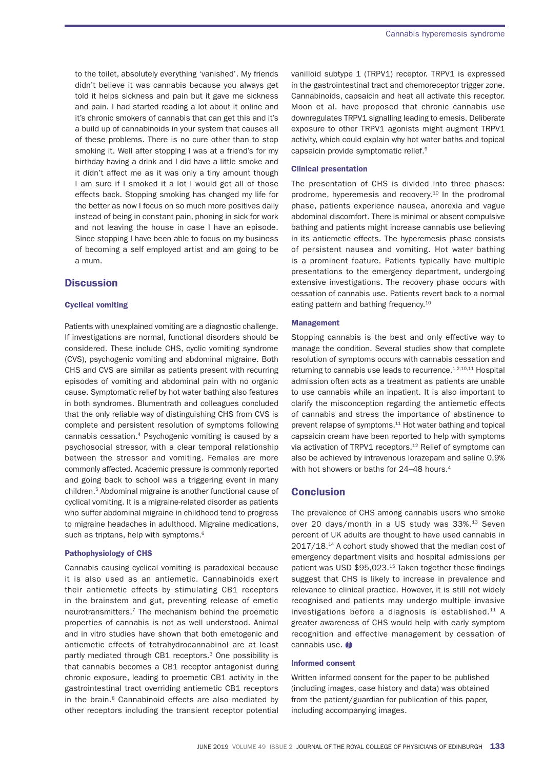to the toilet, absolutely everything 'vanished'. My friends didn't believe it was cannabis because you always get told it helps sickness and pain but it gave me sickness and pain. I had started reading a lot about it online and it's chronic smokers of cannabis that can get this and it's a build up of cannabinoids in your system that causes all of these problems. There is no cure other than to stop smoking it. Well after stopping I was at a friend's for my birthday having a drink and I did have a little smoke and it didn't affect me as it was only a tiny amount though I am sure if I smoked it a lot I would get all of those effects back. Stopping smoking has changed my life for the better as now I focus on so much more positives daily instead of being in constant pain, phoning in sick for work and not leaving the house in case I have an episode. Since stopping I have been able to focus on my business of becoming a self employed artist and am going to be a mum.

## Discussion

### Cyclical vomiting

Patients with unexplained vomiting are a diagnostic challenge. If investigations are normal, functional disorders should be considered. These include CHS, cyclic vomiting syndrome (CVS), psychogenic vomiting and abdominal migraine. Both CHS and CVS are similar as patients present with recurring episodes of vomiting and abdominal pain with no organic cause. Symptomatic relief by hot water bathing also features in both syndromes. Blumentrath and colleagues concluded that the only reliable way of distinguishing CHS from CVS is complete and persistent resolution of symptoms following cannabis cessation.[4] Psychogenic vomiting is caused by a psychosocial stressor, with a clear temporal relationship between the stressor and vomiting. Females are more commonly affected. Academic pressure is commonly reported and going back to school was a triggering event in many children.[5] Abdominal migraine is another functional cause of cyclical vomiting. It is a migraine-related disorder as patients who suffer abdominal migraine in childhood tend to progress to migraine headaches in adulthood. Migraine medications, such as triptans, help with symptoms.[6]

### Pathophysiology of CHS

Cannabis causing cyclical vomiting is paradoxical because it is also used as an antiemetic. Cannabinoids exert their antiemetic effects by stimulating CB1 receptors in the brainstem and gut, preventing release of emetic neurotransmitters.[7] The mechanism behind the proemetic properties of cannabis is not as well understood. Animal and in vitro studies have shown that both emetogenic and antiemetic effects of tetrahydrocannabinol are at least partly mediated through CB1 receptors.[3] One possibility is that cannabis becomes a CB1 receptor antagonist during chronic exposure, leading to proemetic CB1 activity in the gastrointestinal tract overriding antiemetic CB1 receptors in the brain.[8] Cannabinoid effects are also mediated by other receptors including the transient receptor potential vanilloid subtype 1 (TRPV1) receptor. TRPV1 is expressed in the gastrointestinal tract and chemoreceptor trigger zone. Cannabinoids, capsaicin and heat all activate this receptor. Moon et al. have proposed that chronic cannabis use downregulates TRPV1 signalling leading to emesis. Deliberate exposure to other TRPV1 agonists might augment TRPV1 activity, which could explain why hot water baths and topical capsaicin provide symptomatic relief.[9]

### Clinical presentation

The presentation of CHS is divided into three phases: prodrome, hyperemesis and recovery.[10] In the prodromal phase, patients experience nausea, anorexia and vague abdominal discomfort. There is minimal or absent compulsive bathing and patients might increase cannabis use believing in its antiemetic effects. The hyperemesis phase consists of persistent nausea and vomiting. Hot water bathing is a prominent feature. Patients typically have multiple presentations to the emergency department, undergoing extensive investigations. The recovery phase occurs with cessation of cannabis use. Patients revert back to a normal eating pattern and bathing frequency.[10]

### Management

Stopping cannabis is the best and only effective way to manage the condition. Several studies show that complete resolution of symptoms occurs with cannabis cessation and returning to cannabis use leads to recurrence.[1,2,10,11] Hospital admission often acts as a treatment as patients are unable to use cannabis while an inpatient. It is also important to clarify the misconception regarding the antiemetic effects of cannabis and stress the importance of abstinence to prevent relapse of symptoms.[11] Hot water bathing and topical capsaicin cream have been reported to help with symptoms via activation of TRPV1 receptors.[12] Relief of symptoms can also be achieved by intravenous lorazepam and saline 0.9% with hot showers or baths for 24–48 hours.[4]

## Conclusion

The prevalence of CHS among cannabis users who smoke over 20 days/month in a US study was 33%.[13] Seven percent of UK adults are thought to have used cannabis in 2017/18.[14] A cohort study showed that the median cost of emergency department visits and hospital admissions per patient was USD $95,023.[15] Taken together these findings suggest that CHS is likely to increase in prevalence and relevance to clinical practice. However, it is still not widely recognised and patients may undergo multiple invasive investigations before a diagnosis is established.[11] A greater awareness of CHS would help with early symptom recognition and effective management by cessation of cannabis use.

### Informed consent

Written informed consent for the paper to be published (including images, case history and data) was obtained from the patient/guardian for publication of this paper, including accompanying images.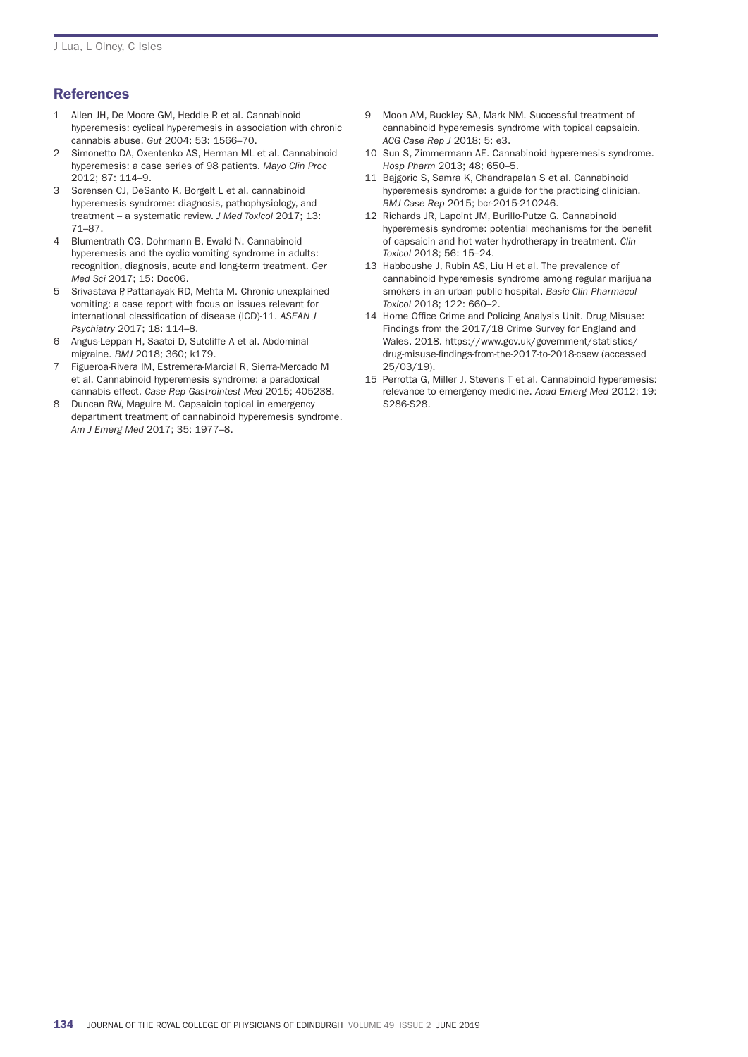## References

1. Allen JH, De Moore GM, Heddle R et al. Cannabinoid hyperemesis: cyclical hyperemesis in association with chronic cannabis abuse. *Gut* 2004: 53: 1566–70.
2. Simonetto DA, Oxentenko AS, Herman ML et al. Cannabinoid hyperemesis: a case series of 98 patients. *Mayo Clin Proc* 2012; 87: 114–9.
3. Sorensen CJ, DeSanto K, Borgelt L et al. cannabinoid hyperemesis syndrome: diagnosis, pathophysiology, and treatment – a systematic review. *J Med Toxicol* 2017; 13: 71–87.
4. Blumentrath CG, Dohrmann B, Ewald N. Cannabinoid hyperemesis and the cyclic vomiting syndrome in adults: recognition, diagnosis, acute and long-term treatment. *Ger Med Sci* 2017; 15: Doc06.
5. Srivastava P, Pattanayak RD, Mehta M. Chronic unexplained vomiting: a case report with focus on issues relevant for international classification of disease (ICD)-11. *ASEAN J Psychiatry* 2017; 18: 114–8.
6. Angus-Leppan H, Saatci D, Sutcliffe A et al. Abdominal migraine. *BMJ* 2018; 360; k179.
7. Figueroa-Rivera IM, Estremera-Marcial R, Sierra-Mercado M et al. Cannabinoid hyperemesis syndrome: a paradoxical cannabis effect. *Case Rep Gastrointest Med* 2015; 405238.
8. Duncan RW, Maguire M. Capsaicin topical in emergency department treatment of cannabinoid hyperemesis syndrome. *Am J Emerg Med* 2017; 35: 1977–8.
9. Moon AM, Buckley SA, Mark NM. Successful treatment of cannabinoid hyperemesis syndrome with topical capsaicin. *ACG Case Rep J* 2018; 5: e3.
10. Sun S, Zimmermann AE. Cannabinoid hyperemesis syndrome. *Hosp Pharm* 2013; 48; 650–5.
11. Bajgoric S, Samra K, Chandrapalan S et al. Cannabinoid hyperemesis syndrome: a guide for the practicing clinician. *BMJ Case Rep* 2015; bcr-2015-210246.
12. Richards JR, Lapoint JM, Burillo-Putze G. Cannabinoid hyperemesis syndrome: potential mechanisms for the benefit of capsaicin and hot water hydrotherapy in treatment. *Clin Toxicol* 2018; 56: 15–24.
13. Habboushe J, Rubin AS, Liu H et al. The prevalence of cannabinoid hyperemesis syndrome among regular marijuana smokers in an urban public hospital. *Basic Clin Pharmacol Toxicol* 2018; 122: 660–2.
14. Home Office Crime and Policing Analysis Unit. Drug Misuse: Findings from the 2017/18 Crime Survey for England and Wales. 2018. https://www.gov.uk/government/statistics/drug-misuse-findings-from-the-2017-to-2018-csew (accessed 25/03/19).
15. Perrotta G, Miller J, Stevens T et al. Cannabinoid hyperemesis: relevance to emergency medicine. *Acad Emerg Med* 2012; 19: S286-S28.